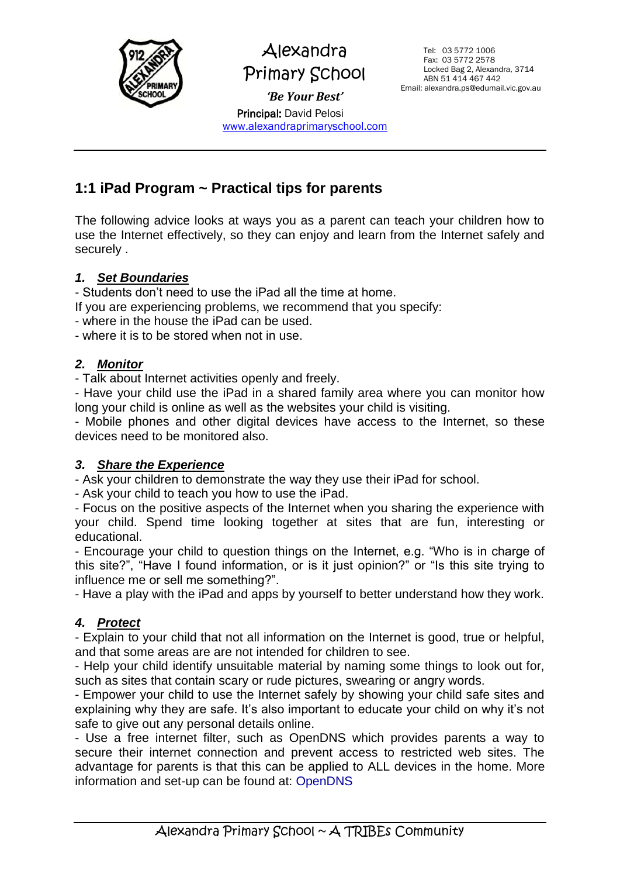Alexandra Primary School

*'Be Your Best'*

**Principal:** David Pelosi

www.alexandraprimaryschool.com

Tel: 03 5772 1006
Fax: 03 5772 2578
Locked Bag 2, Alexandra, 3714
ABN 51 414 467 442
Email: alexandra.ps@edumail.vic.gov.au

## 1:1 iPad Program ~ Practical tips for parents

The following advice looks at ways you as a parent can teach your children how to use the Internet effectively, so they can enjoy and learn from the Internet safely and securely .

### *1. Set Boundaries*

- Students don't need to use the iPad all the time at home.

If you are experiencing problems, we recommend that you specify:

- where in the house the iPad can be used.
- where it is to be stored when not in use.

### *2. Monitor*

- Talk about Internet activities openly and freely.
- Have your child use the iPad in a shared family area where you can monitor how long your child is online as well as the websites your child is visiting.
- Mobile phones and other digital devices have access to the Internet, so these devices need to be monitored also.

### *3. Share the Experience*

- Ask your children to demonstrate the way they use their iPad for school.
- Ask your child to teach you how to use the iPad.
- Focus on the positive aspects of the Internet when you sharing the experience with your child. Spend time looking together at sites that are fun, interesting or educational.
- Encourage your child to question things on the Internet, e.g. "Who is in charge of this site?", "Have I found information, or is it just opinion?" or "Is this site trying to influence me or sell me something?".
- Have a play with the iPad and apps by yourself to better understand how they work.

### *4. Protect*

- Explain to your child that not all information on the Internet is good, true or helpful, and that some areas are are not intended for children to see.
- Help your child identify unsuitable material by naming some things to look out for, such as sites that contain scary or rude pictures, swearing or angry words.
- Empower your child to use the Internet safely by showing your child safe sites and explaining why they are safe. It's also important to educate your child on why it's not safe to give out any personal details online.
- Use a free internet filter, such as OpenDNS which provides parents a way to secure their internet connection and prevent access to restricted web sites. The advantage for parents is that this can be applied to ALL devices in the home. More information and set-up can be found at: OpenDNS

Alexandra Primary School ~ A TRIBEs Community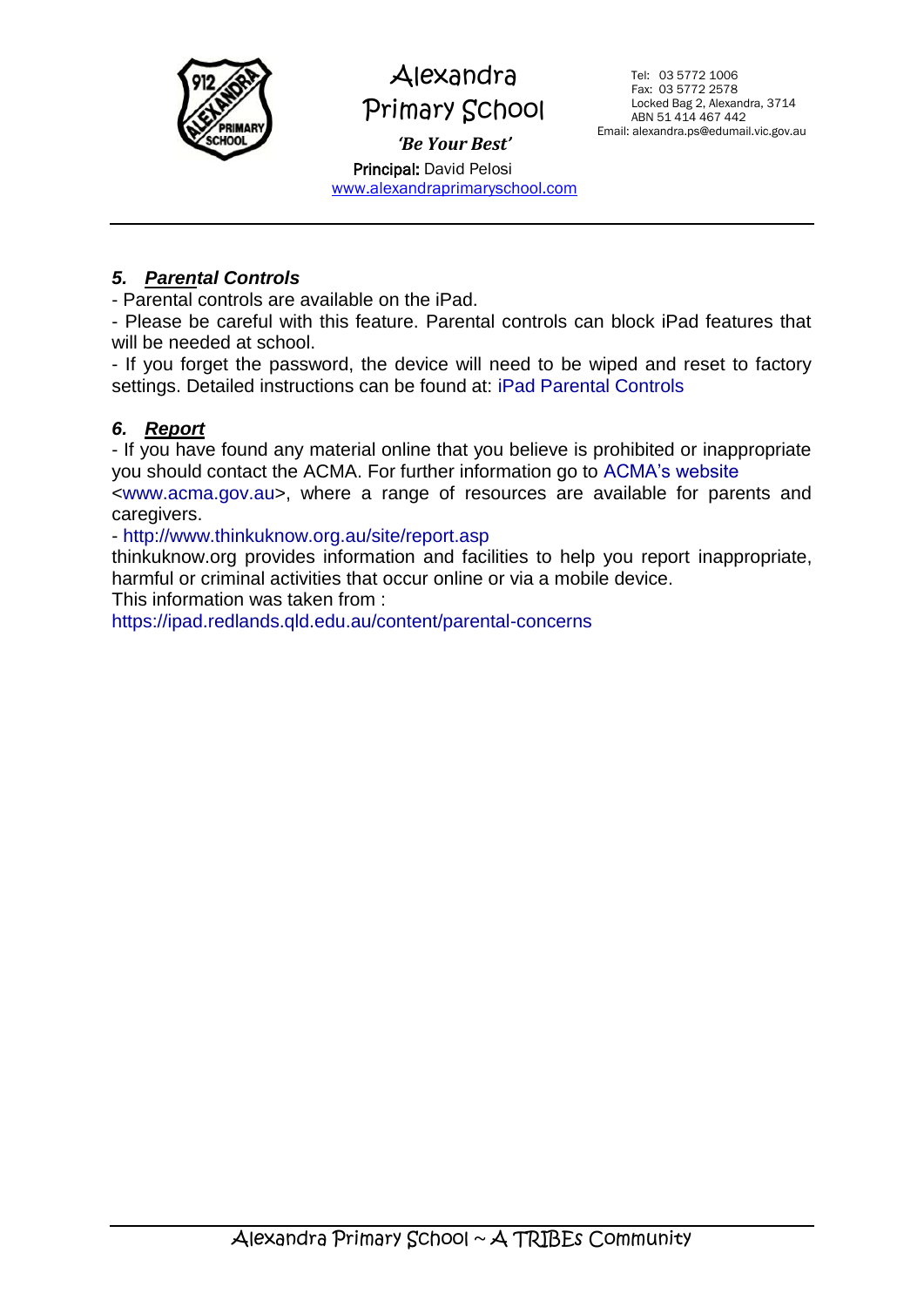### *5. Parental Controls*

- Parental controls are available on the iPad.
- Please be careful with this feature. Parental controls can block iPad features that will be needed at school.
- If you forget the password, the device will need to be wiped and reset to factory settings. Detailed instructions can be found at: iPad Parental Controls

### *6. Report*

- If you have found any material online that you believe is prohibited or inappropriate you should contact the ACMA. For further information go to ACMA's website <www.acma.gov.au>, where a range of resources are available for parents and caregivers.
- http://www.thinkuknow.org.au/site/report.asp

thinkuknow.org provides information and facilities to help you report inappropriate, harmful or criminal activities that occur online or via a mobile device.
This information was taken from :
https://ipad.redlands.qld.edu.au/content/parental-concerns